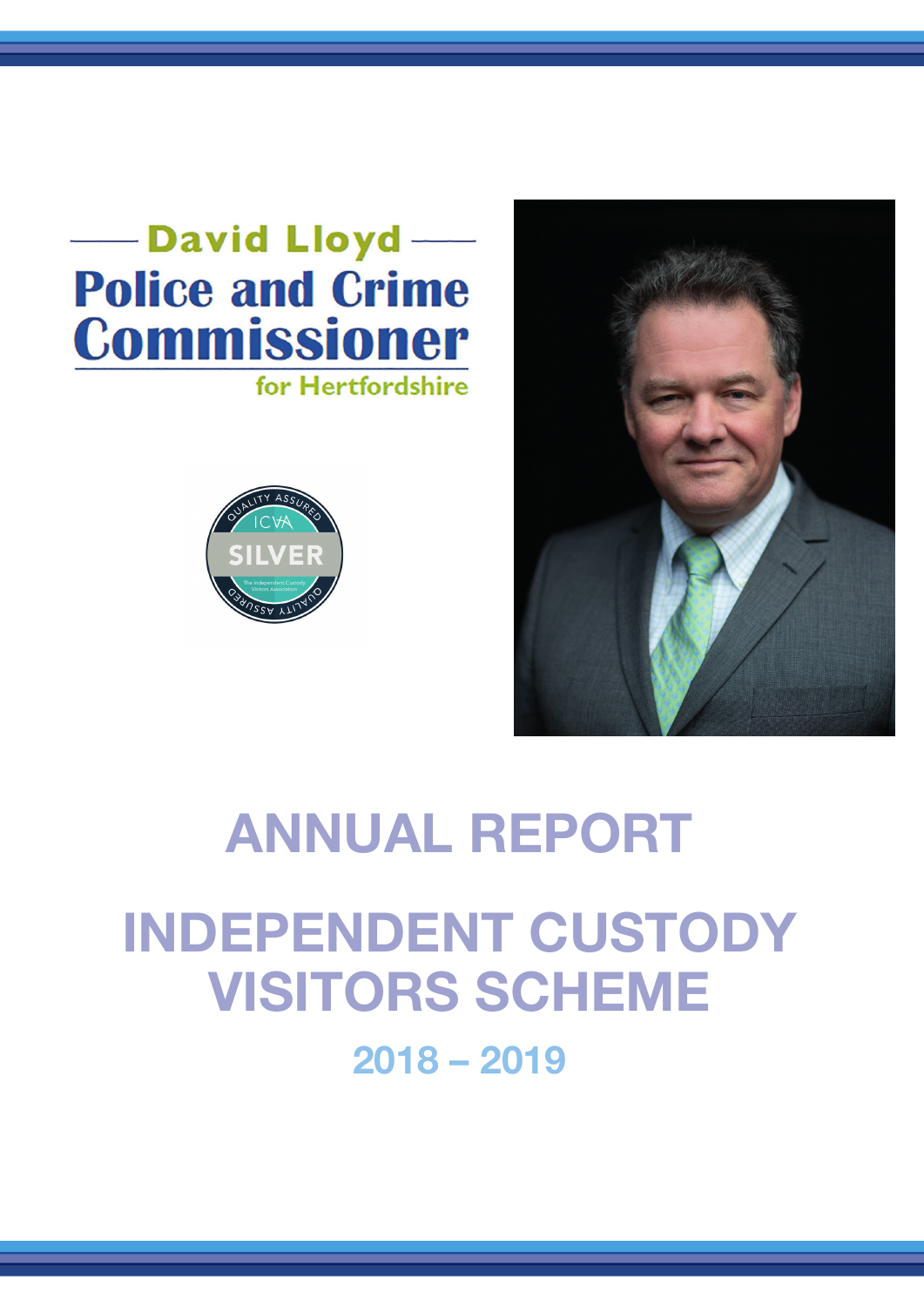David Lloyd

Police and Crime Commissioner

for Hertfordshire

# ANNUAL REPORT

# INDEPENDENT CUSTODY VISITORS SCHEME

## 2018 – 2019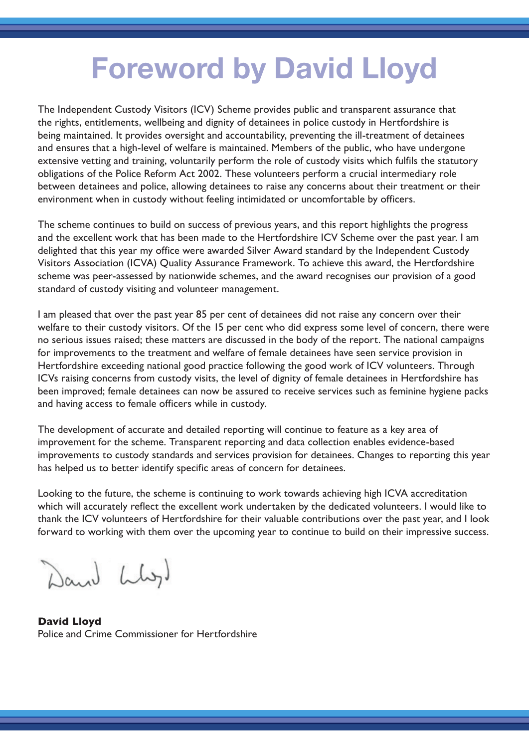# Foreword by David Lloyd

The Independent Custody Visitors (ICV) Scheme provides public and transparent assurance that the rights, entitlements, wellbeing and dignity of detainees in police custody in Hertfordshire is being maintained. It provides oversight and accountability, preventing the ill-treatment of detainees and ensures that a high-level of welfare is maintained. Members of the public, who have undergone extensive vetting and training, voluntarily perform the role of custody visits which fulfils the statutory obligations of the Police Reform Act 2002. These volunteers perform a crucial intermediary role between detainees and police, allowing detainees to raise any concerns about their treatment or their environment when in custody without feeling intimidated or uncomfortable by officers.

The scheme continues to build on success of previous years, and this report highlights the progress and the excellent work that has been made to the Hertfordshire ICV Scheme over the past year. I am delighted that this year my office were awarded Silver Award standard by the Independent Custody Visitors Association (ICVA) Quality Assurance Framework. To achieve this award, the Hertfordshire scheme was peer-assessed by nationwide schemes, and the award recognises our provision of a good standard of custody visiting and volunteer management.

I am pleased that over the past year 85 per cent of detainees did not raise any concern over their welfare to their custody visitors. Of the 15 per cent who did express some level of concern, there were no serious issues raised; these matters are discussed in the body of the report. The national campaigns for improvements to the treatment and welfare of female detainees have seen service provision in Hertfordshire exceeding national good practice following the good work of ICV volunteers. Through ICVs raising concerns from custody visits, the level of dignity of female detainees in Hertfordshire has been improved; female detainees can now be assured to receive services such as feminine hygiene packs and having access to female officers while in custody.

The development of accurate and detailed reporting will continue to feature as a key area of improvement for the scheme. Transparent reporting and data collection enables evidence-based improvements to custody standards and services provision for detainees. Changes to reporting this year has helped us to better identify specific areas of concern for detainees.

Looking to the future, the scheme is continuing to work towards achieving high ICVA accreditation which will accurately reflect the excellent work undertaken by the dedicated volunteers. I would like to thank the ICV volunteers of Hertfordshire for their valuable contributions over the past year, and I look forward to working with them over the upcoming year to continue to build on their impressive success.

**David Lloyd**
Police and Crime Commissioner for Hertfordshire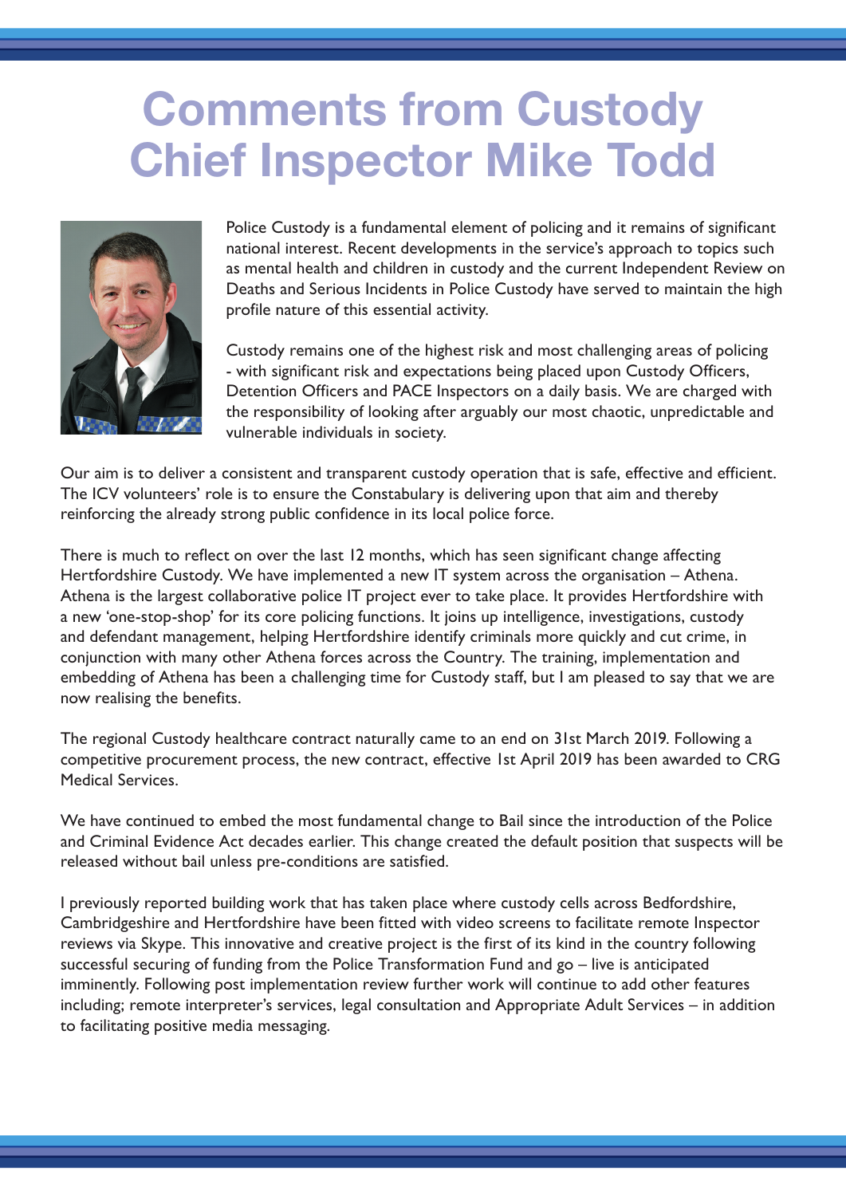# Comments from Custody Chief Inspector Mike Todd

Police Custody is a fundamental element of policing and it remains of significant national interest. Recent developments in the service's approach to topics such as mental health and children in custody and the current Independent Review on Deaths and Serious Incidents in Police Custody have served to maintain the high profile nature of this essential activity.

Custody remains one of the highest risk and most challenging areas of policing - with significant risk and expectations being placed upon Custody Officers, Detention Officers and PACE Inspectors on a daily basis. We are charged with the responsibility of looking after arguably our most chaotic, unpredictable and vulnerable individuals in society.

Our aim is to deliver a consistent and transparent custody operation that is safe, effective and efficient. The ICV volunteers' role is to ensure the Constabulary is delivering upon that aim and thereby reinforcing the already strong public confidence in its local police force.

There is much to reflect on over the last 12 months, which has seen significant change affecting Hertfordshire Custody. We have implemented a new IT system across the organisation – Athena. Athena is the largest collaborative police IT project ever to take place. It provides Hertfordshire with a new 'one-stop-shop' for its core policing functions. It joins up intelligence, investigations, custody and defendant management, helping Hertfordshire identify criminals more quickly and cut crime, in conjunction with many other Athena forces across the Country. The training, implementation and embedding of Athena has been a challenging time for Custody staff, but I am pleased to say that we are now realising the benefits.

The regional Custody healthcare contract naturally came to an end on 31st March 2019. Following a competitive procurement process, the new contract, effective 1st April 2019 has been awarded to CRG Medical Services.

We have continued to embed the most fundamental change to Bail since the introduction of the Police and Criminal Evidence Act decades earlier. This change created the default position that suspects will be released without bail unless pre-conditions are satisfied.

I previously reported building work that has taken place where custody cells across Bedfordshire, Cambridgeshire and Hertfordshire have been fitted with video screens to facilitate remote Inspector reviews via Skype. This innovative and creative project is the first of its kind in the country following successful securing of funding from the Police Transformation Fund and go – live is anticipated imminently. Following post implementation review further work will continue to add other features including; remote interpreter's services, legal consultation and Appropriate Adult Services – in addition to facilitating positive media messaging.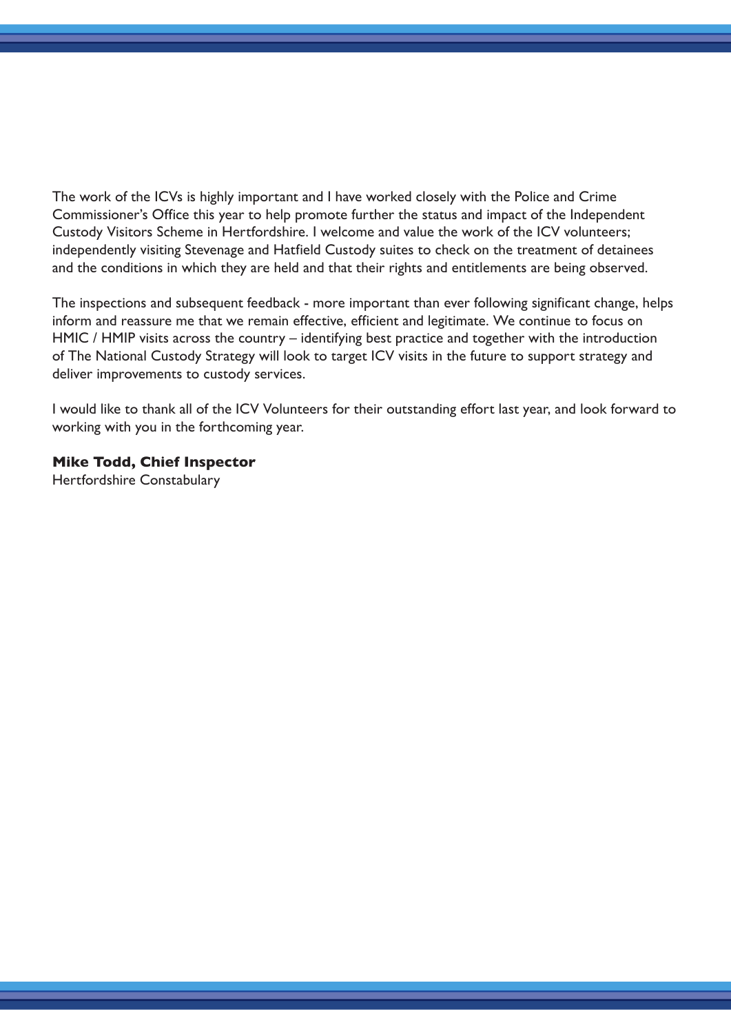The work of the ICVs is highly important and I have worked closely with the Police and Crime Commissioner's Office this year to help promote further the status and impact of the Independent Custody Visitors Scheme in Hertfordshire. I welcome and value the work of the ICV volunteers; independently visiting Stevenage and Hatfield Custody suites to check on the treatment of detainees and the conditions in which they are held and that their rights and entitlements are being observed.

The inspections and subsequent feedback - more important than ever following significant change, helps inform and reassure me that we remain effective, efficient and legitimate. We continue to focus on HMIC / HMIP visits across the country – identifying best practice and together with the introduction of The National Custody Strategy will look to target ICV visits in the future to support strategy and deliver improvements to custody services.

I would like to thank all of the ICV Volunteers for their outstanding effort last year, and look forward to working with you in the forthcoming year.

**Mike Todd, Chief Inspector**
Hertfordshire Constabulary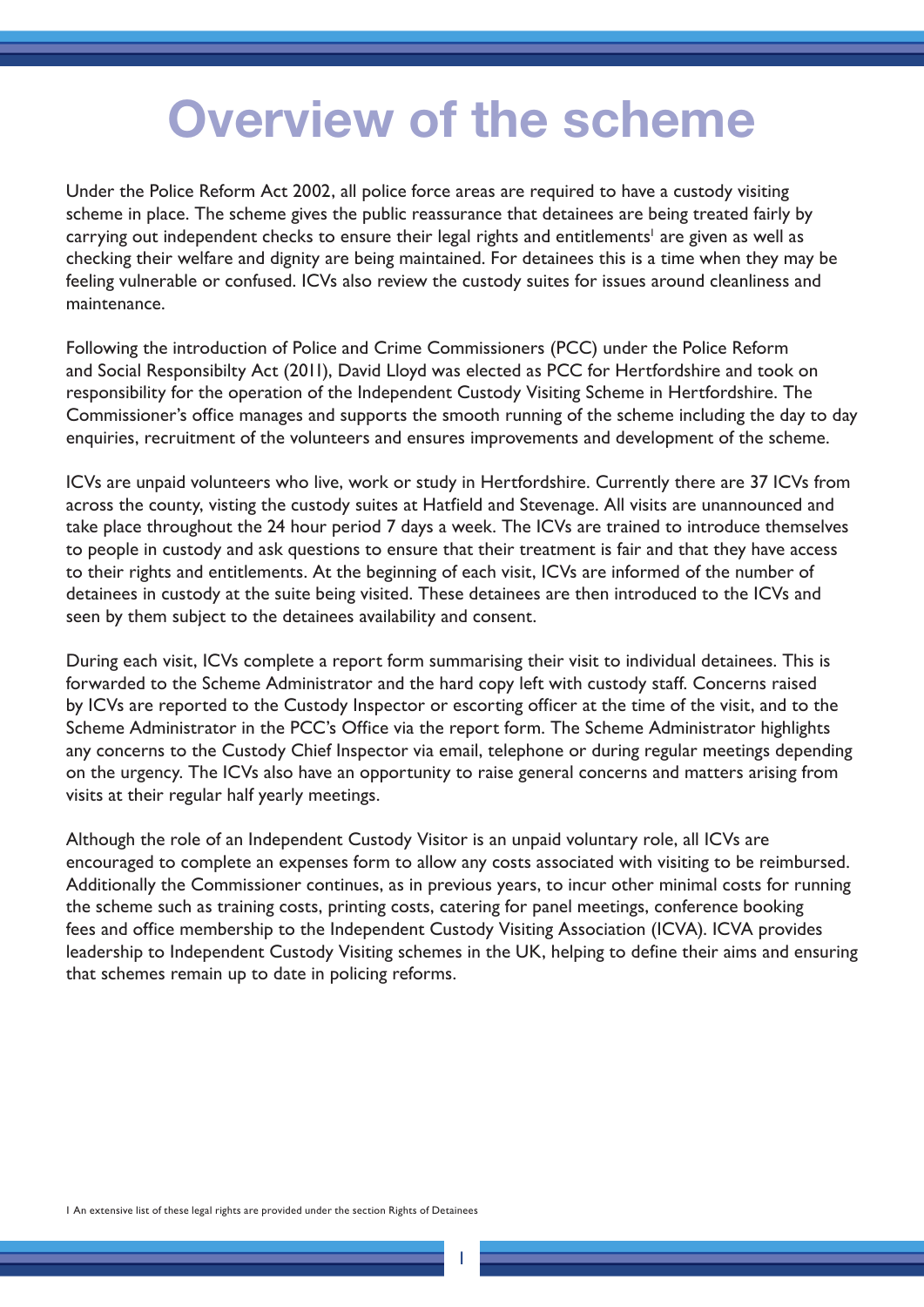# Overview of the scheme

Under the Police Reform Act 2002, all police force areas are required to have a custody visiting scheme in place. The scheme gives the public reassurance that detainees are being treated fairly by carrying out independent checks to ensure their legal rights and entitlements[1] are given as well as checking their welfare and dignity are being maintained. For detainees this is a time when they may be feeling vulnerable or confused. ICVs also review the custody suites for issues around cleanliness and maintenance.

Following the introduction of Police and Crime Commissioners (PCC) under the Police Reform and Social Responsibilty Act (2011), David Lloyd was elected as PCC for Hertfordshire and took on responsibility for the operation of the Independent Custody Visiting Scheme in Hertfordshire. The Commissioner's office manages and supports the smooth running of the scheme including the day to day enquiries, recruitment of the volunteers and ensures improvements and development of the scheme.

ICVs are unpaid volunteers who live, work or study in Hertfordshire. Currently there are 37 ICVs from across the county, visting the custody suites at Hatfield and Stevenage. All visits are unannounced and take place throughout the 24 hour period 7 days a week. The ICVs are trained to introduce themselves to people in custody and ask questions to ensure that their treatment is fair and that they have access to their rights and entitlements. At the beginning of each visit, ICVs are informed of the number of detainees in custody at the suite being visited. These detainees are then introduced to the ICVs and seen by them subject to the detainees availability and consent.

During each visit, ICVs complete a report form summarising their visit to individual detainees. This is forwarded to the Scheme Administrator and the hard copy left with custody staff. Concerns raised by ICVs are reported to the Custody Inspector or escorting officer at the time of the visit, and to the Scheme Administrator in the PCC's Office via the report form. The Scheme Administrator highlights any concerns to the Custody Chief Inspector via email, telephone or during regular meetings depending on the urgency. The ICVs also have an opportunity to raise general concerns and matters arising from visits at their regular half yearly meetings.

Although the role of an Independent Custody Visitor is an unpaid voluntary role, all ICVs are encouraged to complete an expenses form to allow any costs associated with visiting to be reimbursed. Additionally the Commissioner continues, as in previous years, to incur other minimal costs for running the scheme such as training costs, printing costs, catering for panel meetings, conference booking fees and office membership to the Independent Custody Visiting Association (ICVA). ICVA provides leadership to Independent Custody Visiting schemes in the UK, helping to define their aims and ensuring that schemes remain up to date in policing reforms.

1 An extensive list of these legal rights are provided under the section Rights of Detainees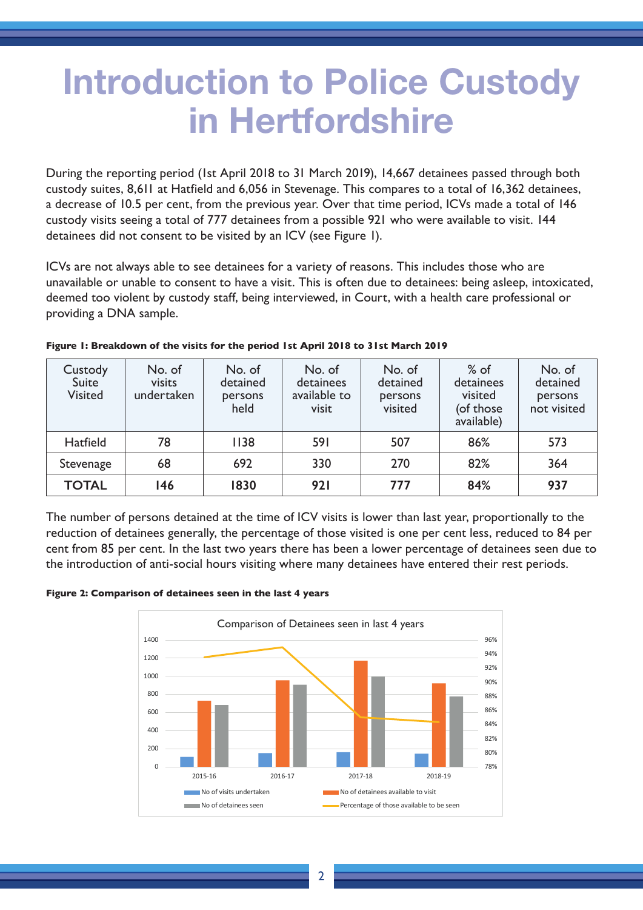# Introduction to Police Custody in Hertfordshire

During the reporting period (1st April 2018 to 31 March 2019), 14,667 detainees passed through both custody suites, 8,611 at Hatfield and 6,056 in Stevenage. This compares to a total of 16,362 detainees, a decrease of 10.5 per cent, from the previous year. Over that time period, ICVs made a total of 146 custody visits seeing a total of 777 detainees from a possible 921 who were available to visit. 144 detainees did not consent to be visited by an ICV (see Figure 1).

ICVs are not always able to see detainees for a variety of reasons. This includes those who are unavailable or unable to consent to have a visit. This is often due to detainees: being asleep, intoxicated, deemed too violent by custody staff, being interviewed, in Court, with a health care professional or providing a DNA sample.

**Figure 1: Breakdown of the visits for the period 1st April 2018 to 31st March 2019**

| Custody Suite Visited | No. of visits undertaken | No. of detained persons held | No. of detainees available to visit | No. of detained persons visited | % of detainees visited (of those available) | No. of detained persons not visited |
|---|---|---|---|---|---|---|
| Hatfield | 78 | 1138 | 591 | 507 | 86% | 573 |
| Stevenage | 68 | 692 | 330 | 270 | 82% | 364 |
| **TOTAL** | **146** | **1830** | **921** | **777** | **84%** | **937** |

The number of persons detained at the time of ICV visits is lower than last year, proportionally to the reduction of detainees generally, the percentage of those visited is one per cent less, reduced to 84 per cent from 85 per cent. In the last two years there has been a lower percentage of detainees seen due to the introduction of anti-social hours visiting where many detainees have entered their rest periods.

**Figure 2: Comparison of detainees seen in the last 4 years**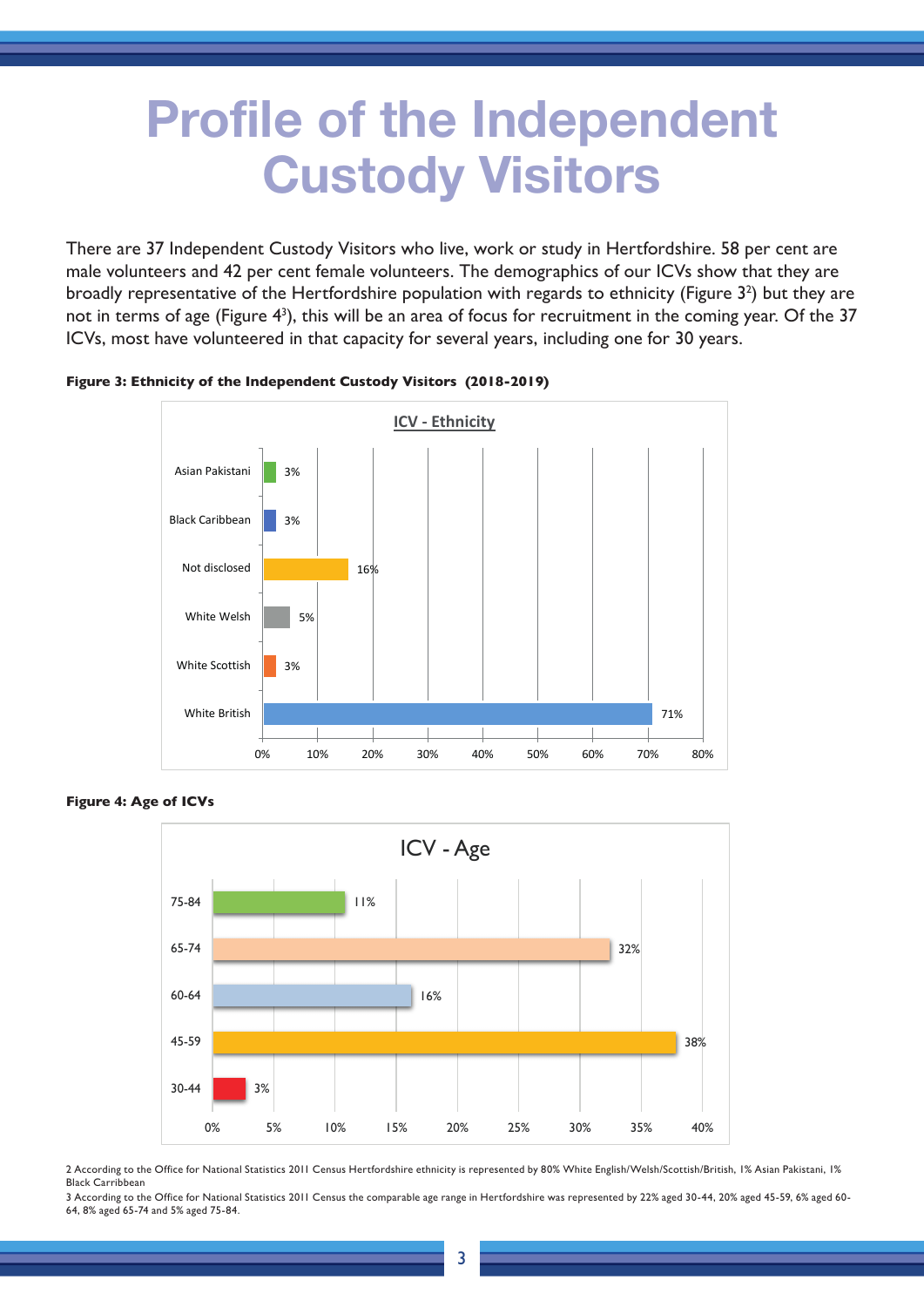# Profile of the Independent Custody Visitors

There are 37 Independent Custody Visitors who live, work or study in Hertfordshire. 58 per cent are male volunteers and 42 per cent female volunteers. The demographics of our ICVs show that they are broadly representative of the Hertfordshire population with regards to ethnicity (Figure 3[2]) but they are not in terms of age (Figure 4[3]), this will be an area of focus for recruitment in the coming year. Of the 37 ICVs, most have volunteered in that capacity for several years, including one for 30 years.

**Figure 3: Ethnicity of the Independent Custody Visitors (2018-2019)**

**ICV - Ethnicity**

| Ethnicity | Percentage |
|---|---|
| Asian Pakistani | 3% |
| Black Caribbean | 3% |
| Not disclosed | 16% |
| White Welsh | 5% |
| White Scottish | 3% |
| White British | 71% |

**Figure 4: Age of ICVs**

**ICV - Age**

| Age | Percentage |
|---|---|
| 75-84 | 11% |
| 65-74 | 32% |
| 60-64 | 16% |
| 45-59 | 38% |
| 30-44 | 3% |

2 According to the Office for National Statistics 2011 Census Hertfordshire ethnicity is represented by 80% White English/Welsh/Scottish/British, 1% Asian Pakistani, 1% Black Carribbean

3 According to the Office for National Statistics 2011 Census the comparable age range in Hertfordshire was represented by 22% aged 30-44, 20% aged 45-59, 6% aged 60-64, 8% aged 65-74 and 5% aged 75-84.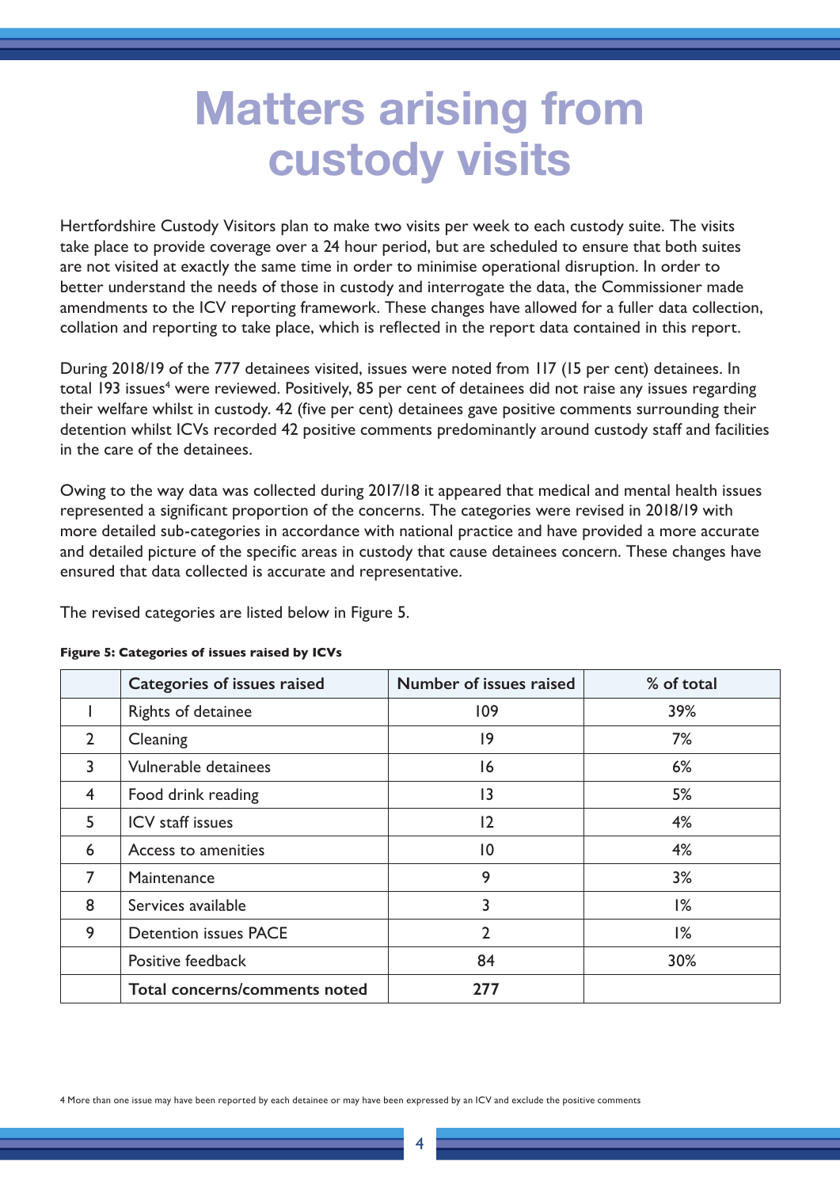# Matters arising from custody visits

Hertfordshire Custody Visitors plan to make two visits per week to each custody suite. The visits take place to provide coverage over a 24 hour period, but are scheduled to ensure that both suites are not visited at exactly the same time in order to minimise operational disruption. In order to better understand the needs of those in custody and interrogate the data, the Commissioner made amendments to the ICV reporting framework. These changes have allowed for a fuller data collection, collation and reporting to take place, which is reflected in the report data contained in this report.

During 2018/19 of the 777 detainees visited, issues were noted from 117 (15 per cent) detainees. In total 193 issues[4] were reviewed. Positively, 85 per cent of detainees did not raise any issues regarding their welfare whilst in custody. 42 (five per cent) detainees gave positive comments surrounding their detention whilst ICVs recorded 42 positive comments predominantly around custody staff and facilities in the care of the detainees.

Owing to the way data was collected during 2017/18 it appeared that medical and mental health issues represented a significant proportion of the concerns. The categories were revised in 2018/19 with more detailed sub-categories in accordance with national practice and have provided a more accurate and detailed picture of the specific areas in custody that cause detainees concern. These changes have ensured that data collected is accurate and representative.

The revised categories are listed below in Figure 5.

**Figure 5: Categories of issues raised by ICVs**

| | Categories of issues raised | Number of issues raised | % of total |
|---|---|---|---|
| 1 | Rights of detainee | 109 | 39% |
| 2 | Cleaning | 19 | 7% |
| 3 | Vulnerable detainees | 16 | 6% |
| 4 | Food drink reading | 13 | 5% |
| 5 | ICV staff issues | 12 | 4% |
| 6 | Access to amenities | 10 | 4% |
| 7 | Maintenance | 9 | 3% |
| 8 | Services available | 3 | 1% |
| 9 | Detention issues PACE | 2 | 1% |
| | Positive feedback | 84 | 30% |
| | **Total concerns/comments noted** | **277** | |

4 More than one issue may have been reported by each detainee or may have been expressed by an ICV and exclude the positive comments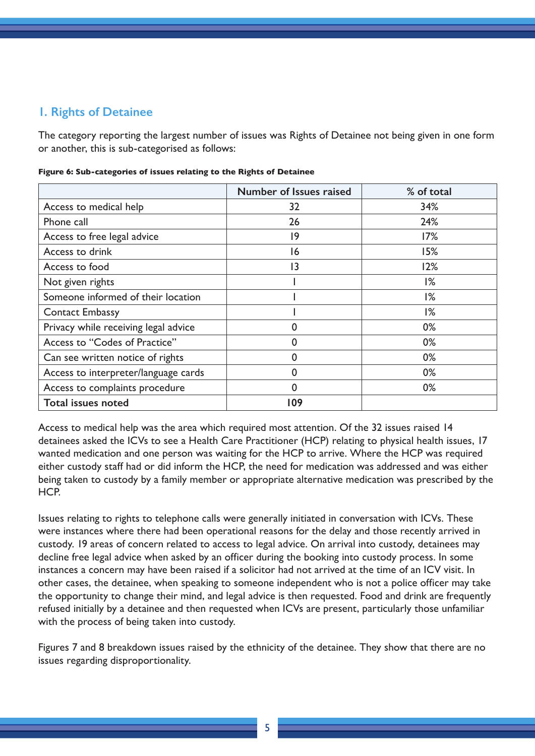## 1. Rights of Detainee

The category reporting the largest number of issues was Rights of Detainee not being given in one form or another, this is sub-categorised as follows:

**Figure 6: Sub-categories of issues relating to the Rights of Detainee**

| | Number of Issues raised | % of total |
|---|---|---|
| Access to medical help | 32 | 34% |
| Phone call | 26 | 24% |
| Access to free legal advice | 19 | 17% |
| Access to drink | 16 | 15% |
| Access to food | 13 | 12% |
| Not given rights | 1 | 1% |
| Someone informed of their location | 1 | 1% |
| Contact Embassy | 1 | 1% |
| Privacy while receiving legal advice | 0 | 0% |
| Access to "Codes of Practice" | 0 | 0% |
| Can see written notice of rights | 0 | 0% |
| Access to interpreter/language cards | 0 | 0% |
| Access to complaints procedure | 0 | 0% |
| **Total issues noted** | **109** | |

Access to medical help was the area which required most attention. Of the 32 issues raised 14 detainees asked the ICVs to see a Health Care Practitioner (HCP) relating to physical health issues, 17 wanted medication and one person was waiting for the HCP to arrive. Where the HCP was required either custody staff had or did inform the HCP, the need for medication was addressed and was either being taken to custody by a family member or appropriate alternative medication was prescribed by the HCP.

Issues relating to rights to telephone calls were generally initiated in conversation with ICVs. These were instances where there had been operational reasons for the delay and those recently arrived in custody. 19 areas of concern related to access to legal advice. On arrival into custody, detainees may decline free legal advice when asked by an officer during the booking into custody process. In some instances a concern may have been raised if a solicitor had not arrived at the time of an ICV visit. In other cases, the detainee, when speaking to someone independent who is not a police officer may take the opportunity to change their mind, and legal advice is then requested. Food and drink are frequently refused initially by a detainee and then requested when ICVs are present, particularly those unfamiliar with the process of being taken into custody.

Figures 7 and 8 breakdown issues raised by the ethnicity of the detainee. They show that there are no issues regarding disproportionality.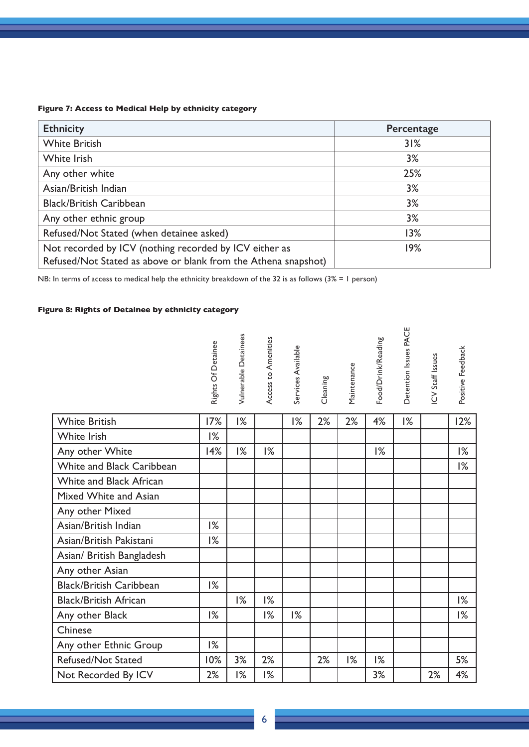**Figure 7: Access to Medical Help by ethnicity category**

| Ethnicity | Percentage |
|---|---|
| White British | 31% |
| White Irish | 3% |
| Any other white | 25% |
| Asian/British Indian | 3% |
| Black/British Caribbean | 3% |
| Any other ethnic group | 3% |
| Refused/Not Stated (when detainee asked) | 13% |
| Not recorded by ICV (nothing recorded by ICV either as Refused/Not Stated as above or blank from the Athena snapshot) | 19% |

NB: In terms of access to medical help the ethnicity breakdown of the 32 is as follows (3% = 1 person)

**Figure 8: Rights of Detainee by ethnicity category**

| | Rights Of Detainee | Vulnerable Detainees | Access to Amenities | Services Available | Cleaning | Maintenance | Food/Drink/Reading | Detention Issues PACE | ICV Staff Issues | Positive Feedback |
|---|---|---|---|---|---|---|---|---|---|---|
| White British | 17% | 1% | | 1% | 2% | 2% | 4% | 1% | | 12% |
| White Irish | 1% | | | | | | | | | |
| Any other White | 14% | 1% | 1% | | | | 1% | | | 1% |
| White and Black Caribbean | | | | | | | | | | 1% |
| White and Black African | | | | | | | | | | |
| Mixed White and Asian | | | | | | | | | | |
| Any other Mixed | | | | | | | | | | |
| Asian/British Indian | 1% | | | | | | | | | |
| Asian/British Pakistani | 1% | | | | | | | | | |
| Asian/ British Bangladesh | | | | | | | | | | |
| Any other Asian | | | | | | | | | | |
| Black/British Caribbean | 1% | | | | | | | | | |
| Black/British African | | 1% | 1% | | | | | | | 1% |
| Any other Black | 1% | | 1% | 1% | | | | | | 1% |
| Chinese | | | | | | | | | | |
| Any other Ethnic Group | 1% | | | | | | | | | |
| Refused/Not Stated | 10% | 3% | 2% | | 2% | 1% | 1% | | | 5% |
| Not Recorded By ICV | 2% | 1% | 1% | | | | 3% | | 2% | 4% |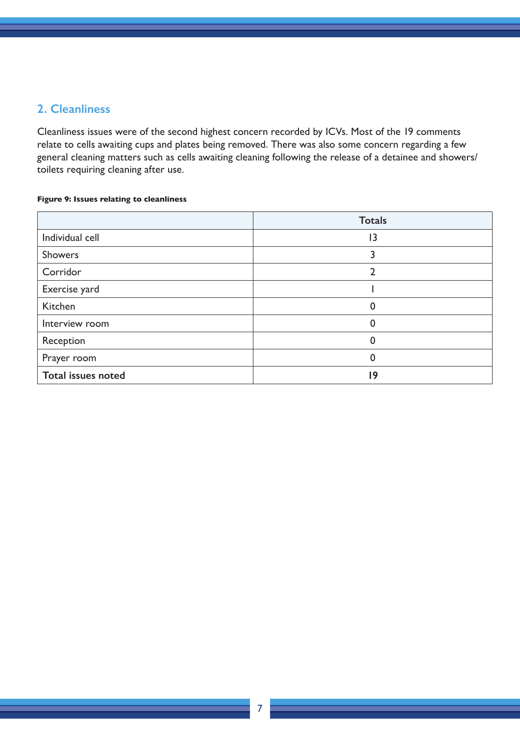## 2. Cleanliness

Cleanliness issues were of the second highest concern recorded by ICVs. Most of the 19 comments relate to cells awaiting cups and plates being removed. There was also some concern regarding a few general cleaning matters such as cells awaiting cleaning following the release of a detainee and showers/ toilets requiring cleaning after use.

**Figure 9: Issues relating to cleanliness**

| | Totals |
|---|---|
| Individual cell | 13 |
| Showers | 3 |
| Corridor | 2 |
| Exercise yard | 1 |
| Kitchen | 0 |
| Interview room | 0 |
| Reception | 0 |
| Prayer room | 0 |
| **Total issues noted** | **19** |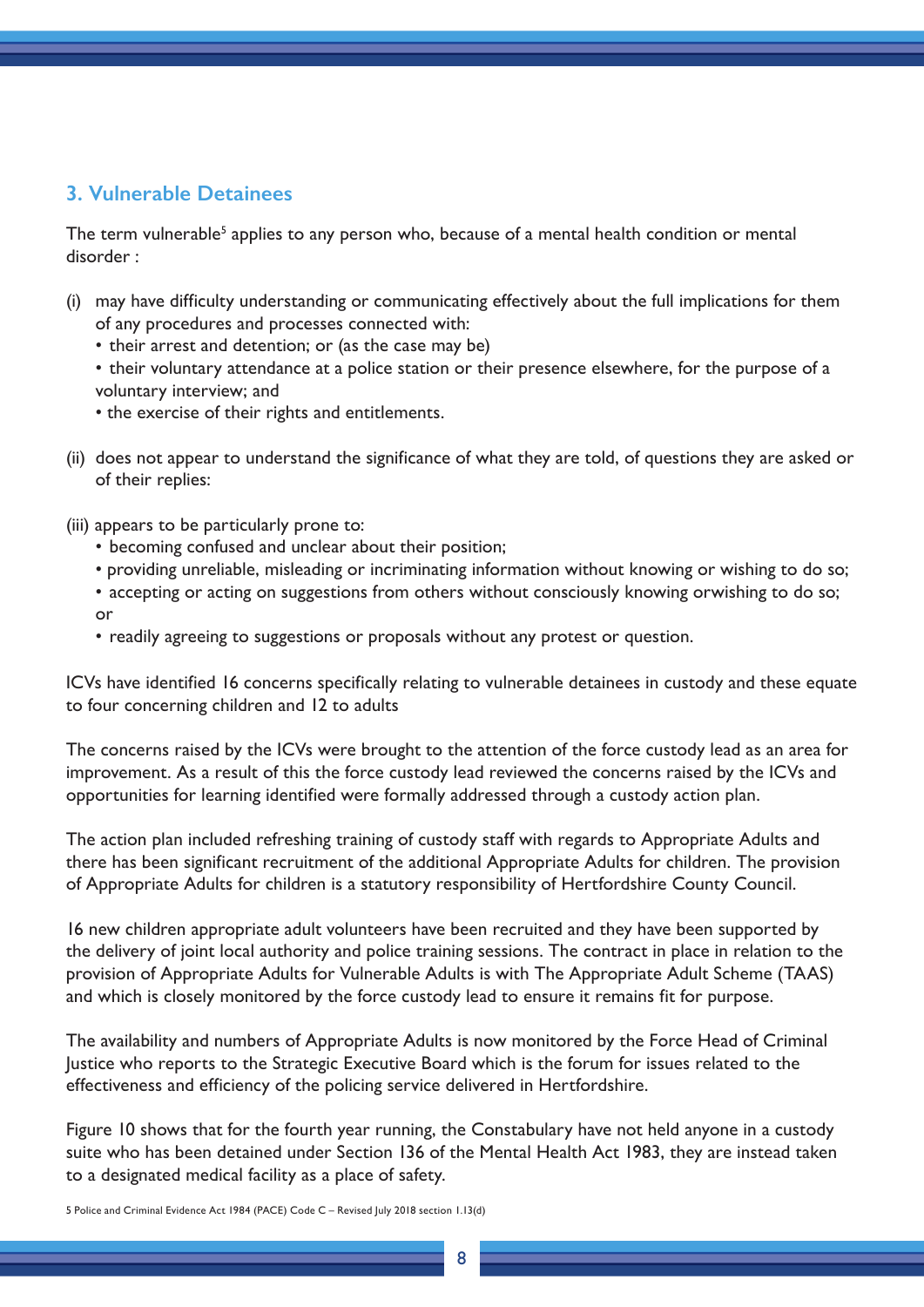## 3. Vulnerable Detainees

The term vulnerable[5] applies to any person who, because of a mental health condition or mental disorder :

(i) may have difficulty understanding or communicating effectively about the full implications for them of any procedures and processes connected with:
- their arrest and detention; or (as the case may be)
- their voluntary attendance at a police station or their presence elsewhere, for the purpose of a voluntary interview; and
- the exercise of their rights and entitlements.

(ii) does not appear to understand the significance of what they are told, of questions they are asked or of their replies:

(iii) appears to be particularly prone to:
- becoming confused and unclear about their position;
- providing unreliable, misleading or incriminating information without knowing or wishing to do so;
- accepting or acting on suggestions from others without consciously knowing orwishing to do so; or
- readily agreeing to suggestions or proposals without any protest or question.

ICVs have identified 16 concerns specifically relating to vulnerable detainees in custody and these equate to four concerning children and 12 to adults

The concerns raised by the ICVs were brought to the attention of the force custody lead as an area for improvement. As a result of this the force custody lead reviewed the concerns raised by the ICVs and opportunities for learning identified were formally addressed through a custody action plan.

The action plan included refreshing training of custody staff with regards to Appropriate Adults and there has been significant recruitment of the additional Appropriate Adults for children. The provision of Appropriate Adults for children is a statutory responsibility of Hertfordshire County Council.

16 new children appropriate adult volunteers have been recruited and they have been supported by the delivery of joint local authority and police training sessions. The contract in place in relation to the provision of Appropriate Adults for Vulnerable Adults is with The Appropriate Adult Scheme (TAAS) and which is closely monitored by the force custody lead to ensure it remains fit for purpose.

The availability and numbers of Appropriate Adults is now monitored by the Force Head of Criminal Justice who reports to the Strategic Executive Board which is the forum for issues related to the effectiveness and efficiency of the policing service delivered in Hertfordshire.

Figure 10 shows that for the fourth year running, the Constabulary have not held anyone in a custody suite who has been detained under Section 136 of the Mental Health Act 1983, they are instead taken to a designated medical facility as a place of safety.

5 Police and Criminal Evidence Act 1984 (PACE) Code C – Revised July 2018 section 1.13(d)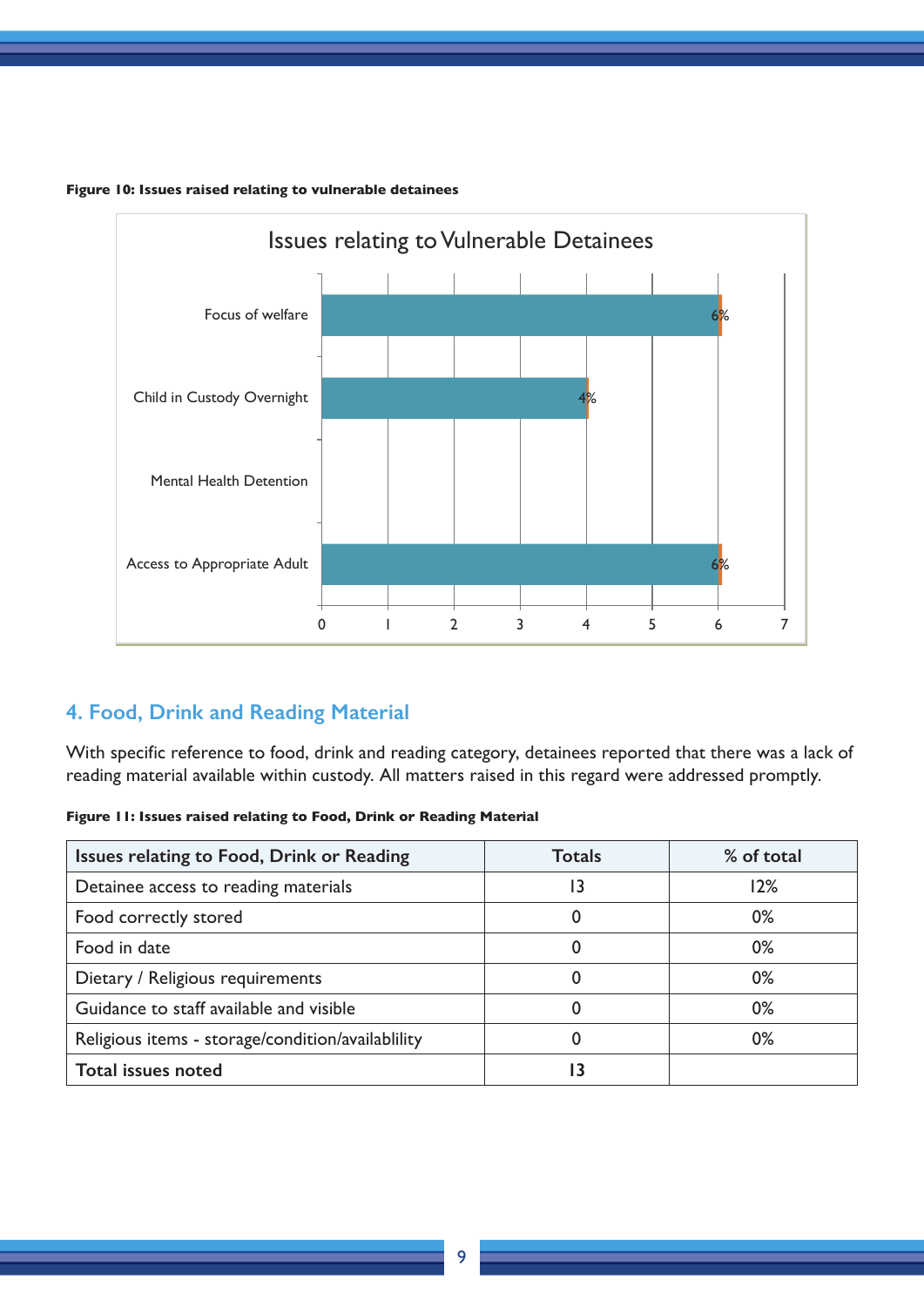**Figure 10: Issues raised relating to vulnerable detainees**

Issues relating to Vulnerable Detainees

| Issue | Value | Label |
|---|---|---|
| Focus of welfare | 6 | 6% |
| Child in Custody Overnight | 4 | 4% |
| Mental Health Detention | | |
| Access to Appropriate Adult | 6 | 6% |

## 4. Food, Drink and Reading Material

With specific reference to food, drink and reading category, detainees reported that there was a lack of reading material available within custody. All matters raised in this regard were addressed promptly.

**Figure 11: Issues raised relating to Food, Drink or Reading Material**

| Issues relating to Food, Drink or Reading | Totals | % of total |
|---|---|---|
| Detainee access to reading materials | 13 | 12% |
| Food correctly stored | 0 | 0% |
| Food in date | 0 | 0% |
| Dietary / Religious requirements | 0 | 0% |
| Guidance to staff available and visible | 0 | 0% |
| Religious items - storage/condition/availablility | 0 | 0% |
| **Total issues noted** | **13** | |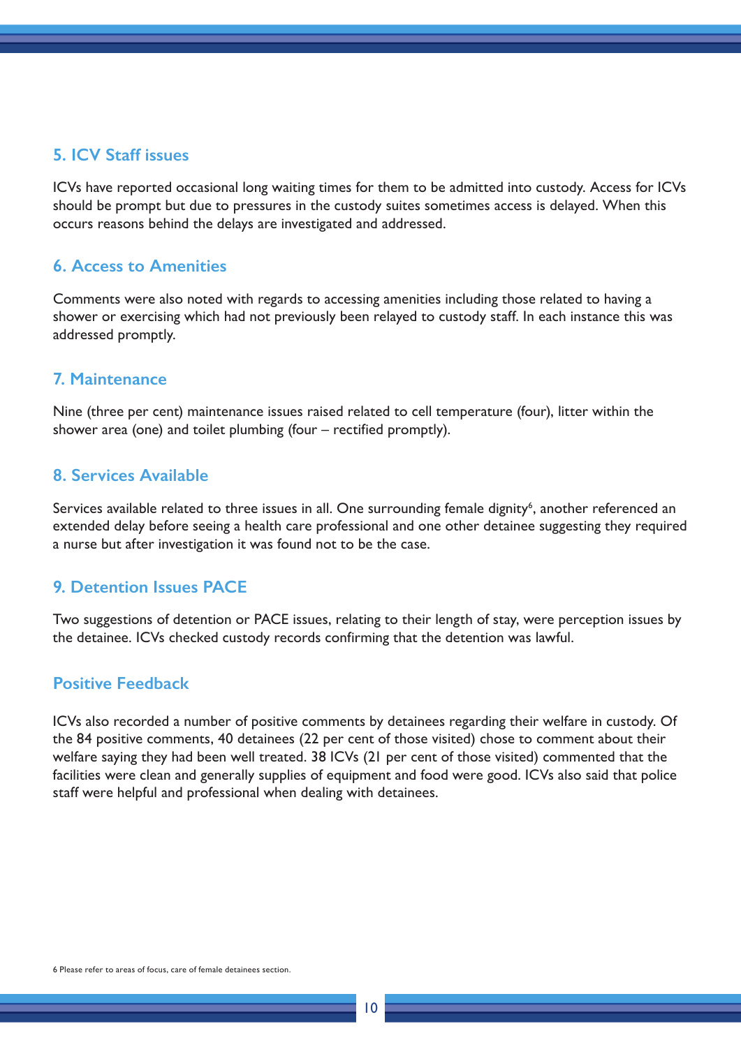## 5. ICV Staff issues

ICVs have reported occasional long waiting times for them to be admitted into custody. Access for ICVs should be prompt but due to pressures in the custody suites sometimes access is delayed. When this occurs reasons behind the delays are investigated and addressed.

## 6. Access to Amenities

Comments were also noted with regards to accessing amenities including those related to having a shower or exercising which had not previously been relayed to custody staff. In each instance this was addressed promptly.

## 7. Maintenance

Nine (three per cent) maintenance issues raised related to cell temperature (four), litter within the shower area (one) and toilet plumbing (four – rectified promptly).

## 8. Services Available

Services available related to three issues in all. One surrounding female dignity[6], another referenced an extended delay before seeing a health care professional and one other detainee suggesting they required a nurse but after investigation it was found not to be the case.

## 9. Detention Issues PACE

Two suggestions of detention or PACE issues, relating to their length of stay, were perception issues by the detainee. ICVs checked custody records confirming that the detention was lawful.

## Positive Feedback

ICVs also recorded a number of positive comments by detainees regarding their welfare in custody. Of the 84 positive comments, 40 detainees (22 per cent of those visited) chose to comment about their welfare saying they had been well treated. 38 ICVs (21 per cent of those visited) commented that the facilities were clean and generally supplies of equipment and food were good. ICVs also said that police staff were helpful and professional when dealing with detainees.

6 Please refer to areas of focus, care of female detainees section.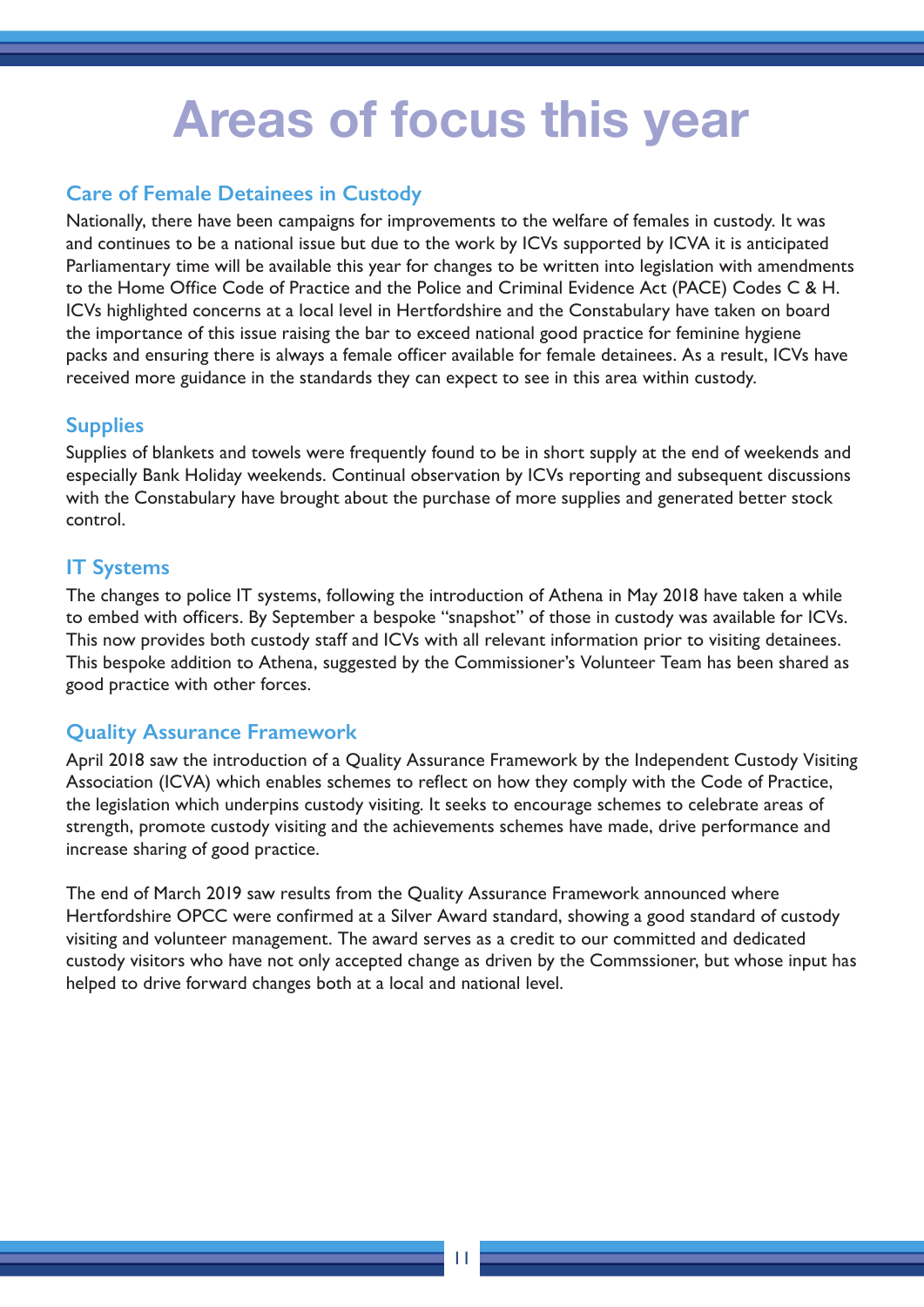# Areas of focus this year

## Care of Female Detainees in Custody

Nationally, there have been campaigns for improvements to the welfare of females in custody. It was and continues to be a national issue but due to the work by ICVs supported by ICVA it is anticipated Parliamentary time will be available this year for changes to be written into legislation with amendments to the Home Office Code of Practice and the Police and Criminal Evidence Act (PACE) Codes C & H. ICVs highlighted concerns at a local level in Hertfordshire and the Constabulary have taken on board the importance of this issue raising the bar to exceed national good practice for feminine hygiene packs and ensuring there is always a female officer available for female detainees. As a result, ICVs have received more guidance in the standards they can expect to see in this area within custody.

## Supplies

Supplies of blankets and towels were frequently found to be in short supply at the end of weekends and especially Bank Holiday weekends. Continual observation by ICVs reporting and subsequent discussions with the Constabulary have brought about the purchase of more supplies and generated better stock control.

## IT Systems

The changes to police IT systems, following the introduction of Athena in May 2018 have taken a while to embed with officers. By September a bespoke "snapshot" of those in custody was available for ICVs. This now provides both custody staff and ICVs with all relevant information prior to visiting detainees. This bespoke addition to Athena, suggested by the Commissioner's Volunteer Team has been shared as good practice with other forces.

## Quality Assurance Framework

April 2018 saw the introduction of a Quality Assurance Framework by the Independent Custody Visiting Association (ICVA) which enables schemes to reflect on how they comply with the Code of Practice, the legislation which underpins custody visiting. It seeks to encourage schemes to celebrate areas of strength, promote custody visiting and the achievements schemes have made, drive performance and increase sharing of good practice.

The end of March 2019 saw results from the Quality Assurance Framework announced where Hertfordshire OPCC were confirmed at a Silver Award standard, showing a good standard of custody visiting and volunteer management. The award serves as a credit to our committed and dedicated custody visitors who have not only accepted change as driven by the Commssioner, but whose input has helped to drive forward changes both at a local and national level.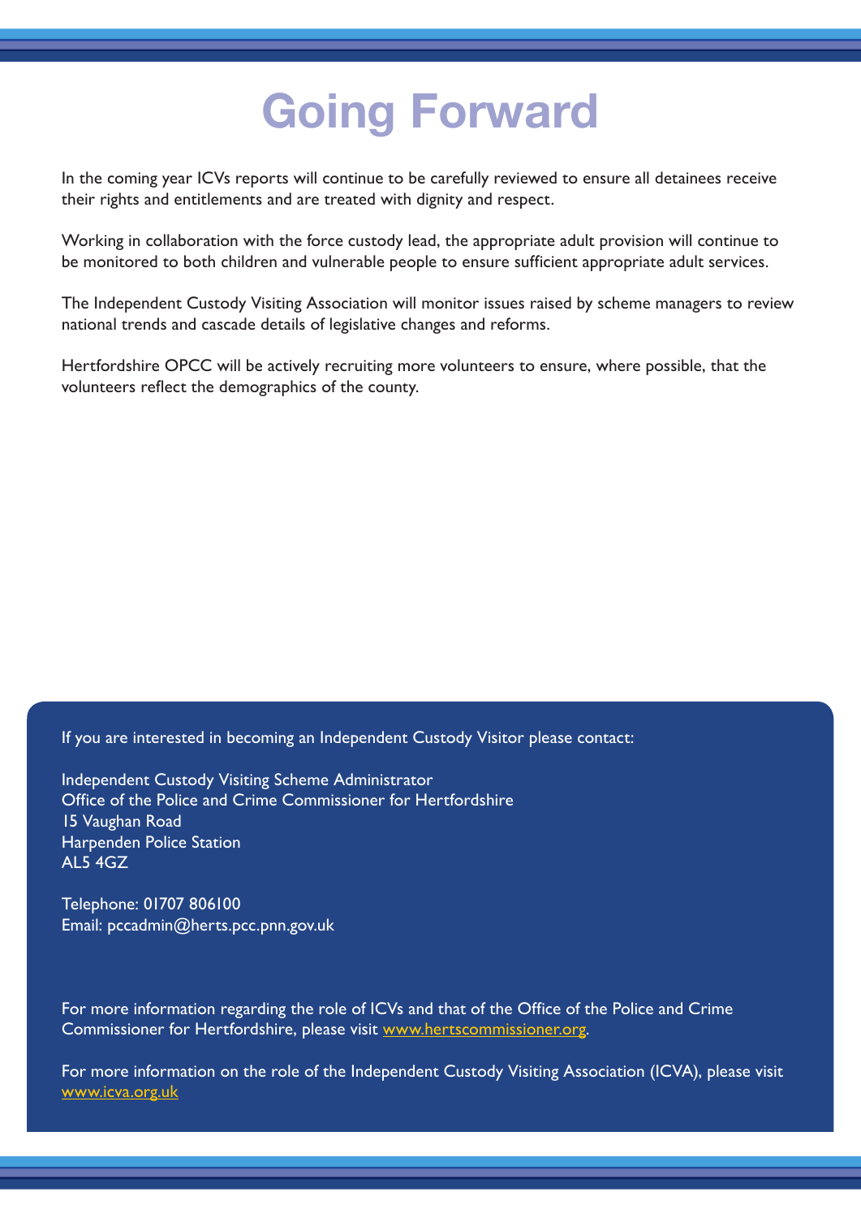# Going Forward

In the coming year ICVs reports will continue to be carefully reviewed to ensure all detainees receive their rights and entitlements and are treated with dignity and respect.

Working in collaboration with the force custody lead, the appropriate adult provision will continue to be monitored to both children and vulnerable people to ensure sufficient appropriate adult services.

The Independent Custody Visiting Association will monitor issues raised by scheme managers to review national trends and cascade details of legislative changes and reforms.

Hertfordshire OPCC will be actively recruiting more volunteers to ensure, where possible, that the volunteers reflect the demographics of the county.

If you are interested in becoming an Independent Custody Visitor please contact:

Independent Custody Visiting Scheme Administrator
Office of the Police and Crime Commissioner for Hertfordshire
15 Vaughan Road
Harpenden Police Station
AL5 4GZ

Telephone: 01707 806100
Email: pccadmin@herts.pcc.pnn.gov.uk

For more information regarding the role of ICVs and that of the Office of the Police and Crime Commissioner for Hertfordshire, please visit www.hertscommissioner.org.

For more information on the role of the Independent Custody Visiting Association (ICVA), please visit www.icva.org.uk